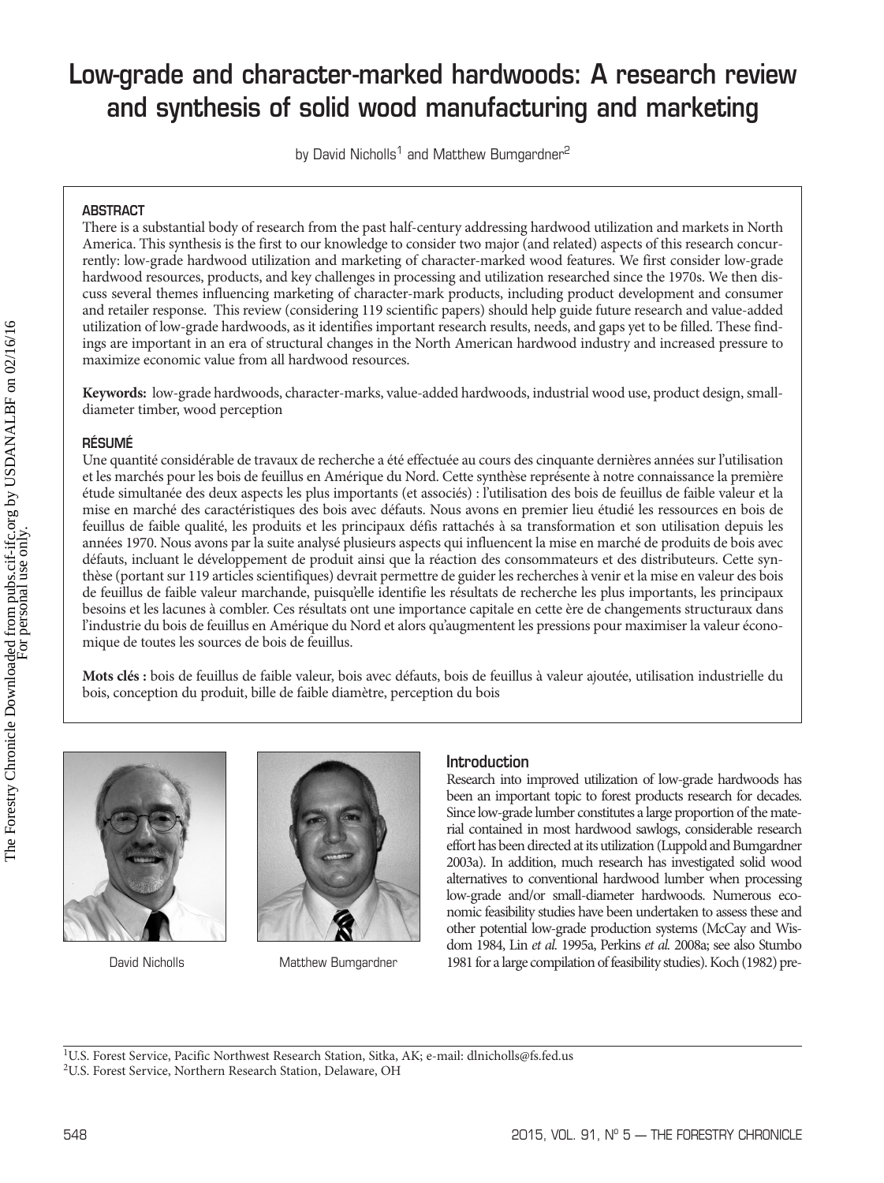# Low-grade and character-marked hardwoods: A research review and synthesis of solid wood manufacturing and marketing

by David Nicholls[1] and Matthew Bumgardner[2]

## ABSTRACT

There is a substantial body of research from the past half-century addressing hardwood utilization and markets in North America. This synthesis is the first to our knowledge to consider two major (and related) aspects of this research concurrently: low-grade hardwood utilization and marketing of character-marked wood features. We first consider low-grade hardwood resources, products, and key challenges in processing and utilization researched since the 1970s. We then discuss several themes influencing marketing of character-mark products, including product development and consumer and retailer response. This review (considering 119 scientific papers) should help guide future research and value-added utilization of low-grade hardwoods, as it identifies important research results, needs, and gaps yet to be filled. These findings are important in an era of structural changes in the North American hardwood industry and increased pressure to maximize economic value from all hardwood resources.

**Keywords:** low-grade hardwoods, character-marks, value-added hardwoods, industrial wood use, product design, small-diameter timber, wood perception

## RÉSUMÉ

Une quantité considérable de travaux de recherche a été effectuée au cours des cinquante dernières années sur l'utilisation et les marchés pour les bois de feuillus en Amérique du Nord. Cette synthèse représente à notre connaissance la première étude simultanée des deux aspects les plus importants (et associés) : l'utilisation des bois de feuillus de faible valeur et la mise en marché des caractéristiques des bois avec défauts. Nous avons en premier lieu étudié les ressources en bois de feuillus de faible qualité, les produits et les principaux défis rattachés à sa transformation et son utilisation depuis les années 1970. Nous avons par la suite analysé plusieurs aspects qui influencent la mise en marché de produits de bois avec défauts, incluant le développement de produit ainsi que la réaction des consommateurs et des distributeurs. Cette synthèse (portant sur 119 articles scientifiques) devrait permettre de guider les recherches à venir et la mise en valeur des bois de feuillus de faible valeur marchande, puisqu'elle identifie les résultats de recherche les plus importants, les principaux besoins et les lacunes à combler. Ces résultats ont une importance capitale en cette ère de changements structuraux dans l'industrie du bois de feuillus en Amérique du Nord et alors qu'augmentent les pressions pour maximiser la valeur économique de toutes les sources de bois de feuillus.

**Mots clés :** bois de feuillus de faible valeur, bois avec défauts, bois de feuillus à valeur ajoutée, utilisation industrielle du bois, conception du produit, bille de faible diamètre, perception du bois

David Nicholls

Matthew Bumgardner

## Introduction

Research into improved utilization of low-grade hardwoods has been an important topic to forest products research for decades. Since low-grade lumber constitutes a large proportion of the material contained in most hardwood sawlogs, considerable research effort has been directed at its utilization (Luppold and Bumgardner 2003a). In addition, much research has investigated solid wood alternatives to conventional hardwood lumber when processing low-grade and/or small-diameter hardwoods. Numerous economic feasibility studies have been undertaken to assess these and other potential low-grade production systems (McCay and Wisdom 1984, Lin *et al.* 1995a, Perkins *et al.* 2008a; see also Stumbo 1981 for a large compilation of feasibility studies). Koch (1982) pre-

[1]U.S. Forest Service, Pacific Northwest Research Station, Sitka, AK; e-mail: dlnicholls@fs.fed.us

[2]U.S. Forest Service, Northern Research Station, Delaware, OH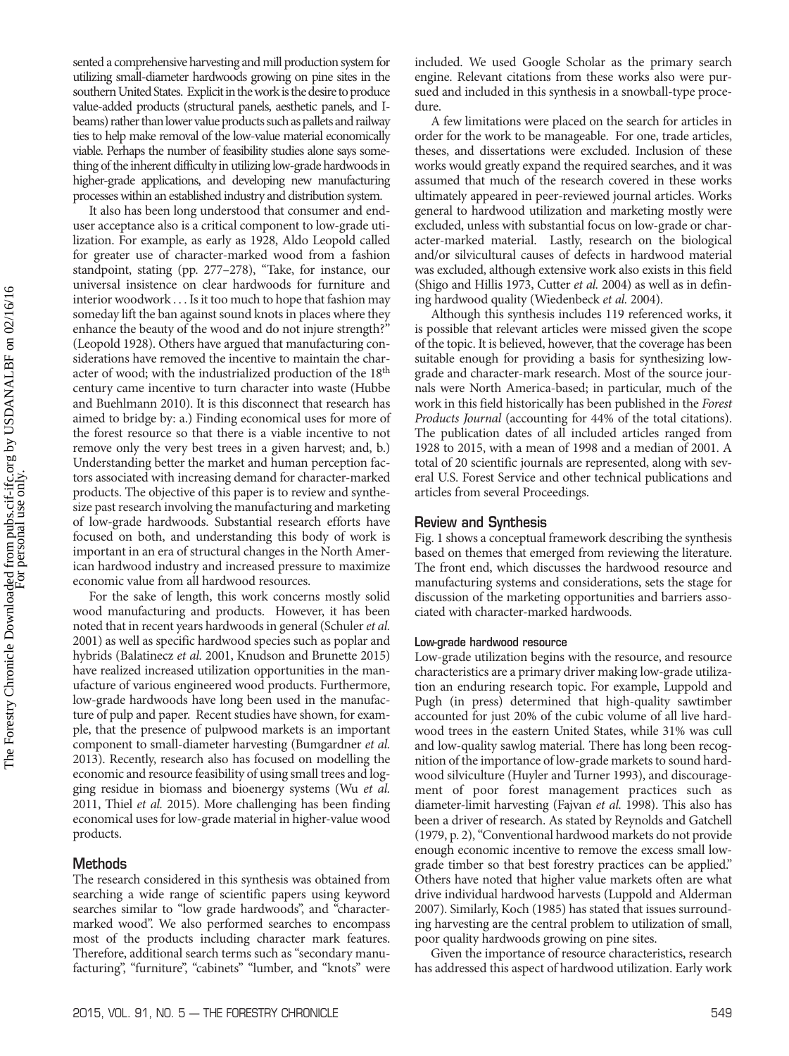sented a comprehensive harvesting and mill production system for utilizing small-diameter hardwoods growing on pine sites in the southern United States. Explicit in the work is the desire to produce value-added products (structural panels, aesthetic panels, and I-beams) rather than lower value products such as pallets and railway ties to help make removal of the low-value material economically viable. Perhaps the number of feasibility studies alone says something of the inherent difficulty in utilizing low-grade hardwoods in higher-grade applications, and developing new manufacturing processes within an established industry and distribution system.

It also has been long understood that consumer and end-user acceptance also is a critical component to low-grade utilization. For example, as early as 1928, Aldo Leopold called for greater use of character-marked wood from a fashion standpoint, stating (pp. 277–278), "Take, for instance, our universal insistence on clear hardwoods for furniture and interior woodwork . . . Is it too much to hope that fashion may someday lift the ban against sound knots in places where they enhance the beauty of the wood and do not injure strength?" (Leopold 1928). Others have argued that manufacturing considerations have removed the incentive to maintain the character of wood; with the industrialized production of the 18th century came incentive to turn character into waste (Hubbe and Buehlmann 2010). It is this disconnect that research has aimed to bridge by: a.) Finding economical uses for more of the forest resource so that there is a viable incentive to not remove only the very best trees in a given harvest; and, b.) Understanding better the market and human perception factors associated with increasing demand for character-marked products. The objective of this paper is to review and synthesize past research involving the manufacturing and marketing of low-grade hardwoods. Substantial research efforts have focused on both, and understanding this body of work is important in an era of structural changes in the North American hardwood industry and increased pressure to maximize economic value from all hardwood resources.

For the sake of length, this work concerns mostly solid wood manufacturing and products. However, it has been noted that in recent years hardwoods in general (Schuler *et al.* 2001) as well as specific hardwood species such as poplar and hybrids (Balatinecz *et al.* 2001, Knudson and Brunette 2015) have realized increased utilization opportunities in the manufacture of various engineered wood products. Furthermore, low-grade hardwoods have long been used in the manufacture of pulp and paper. Recent studies have shown, for example, that the presence of pulpwood markets is an important component to small-diameter harvesting (Bumgardner *et al.* 2013). Recently, research also has focused on modelling the economic and resource feasibility of using small trees and logging residue in biomass and bioenergy systems (Wu *et al.* 2011, Thiel *et al.* 2015). More challenging has been finding economical uses for low-grade material in higher-value wood products.

## Methods

The research considered in this synthesis was obtained from searching a wide range of scientific papers using keyword searches similar to "low grade hardwoods", and "character-marked wood". We also performed searches to encompass most of the products including character mark features. Therefore, additional search terms such as "secondary manufacturing", "furniture", "cabinets" "lumber, and "knots" were included. We used Google Scholar as the primary search engine. Relevant citations from these works also were pursued and included in this synthesis in a snowball-type procedure.

A few limitations were placed on the search for articles in order for the work to be manageable. For one, trade articles, theses, and dissertations were excluded. Inclusion of these works would greatly expand the required searches, and it was assumed that much of the research covered in these works ultimately appeared in peer-reviewed journal articles. Works general to hardwood utilization and marketing mostly were excluded, unless with substantial focus on low-grade or character-marked material. Lastly, research on the biological and/or silvicultural causes of defects in hardwood material was excluded, although extensive work also exists in this field (Shigo and Hillis 1973, Cutter *et al.* 2004) as well as in defining hardwood quality (Wiedenbeck *et al.* 2004).

Although this synthesis includes 119 referenced works, it is possible that relevant articles were missed given the scope of the topic. It is believed, however, that the coverage has been suitable enough for providing a basis for synthesizing low-grade and character-mark research. Most of the source journals were North America-based; in particular, much of the work in this field historically has been published in the *Forest Products Journal* (accounting for 44% of the total citations). The publication dates of all included articles ranged from 1928 to 2015, with a mean of 1998 and a median of 2001. A total of 20 scientific journals are represented, along with several U.S. Forest Service and other technical publications and articles from several Proceedings.

## Review and Synthesis

Fig. 1 shows a conceptual framework describing the synthesis based on themes that emerged from reviewing the literature. The front end, which discusses the hardwood resource and manufacturing systems and considerations, sets the stage for discussion of the marketing opportunities and barriers associated with character-marked hardwoods.

### Low-grade hardwood resource

Low-grade utilization begins with the resource, and resource characteristics are a primary driver making low-grade utilization an enduring research topic. For example, Luppold and Pugh (in press) determined that high-quality sawtimber accounted for just 20% of the cubic volume of all live hardwood trees in the eastern United States, while 31% was cull and low-quality sawlog material. There has long been recognition of the importance of low-grade markets to sound hardwood silviculture (Huyler and Turner 1993), and discouragement of poor forest management practices such as diameter-limit harvesting (Fajvan *et al.* 1998). This also has been a driver of research. As stated by Reynolds and Gatchell (1979, p. 2), "Conventional hardwood markets do not provide enough economic incentive to remove the excess small low-grade timber so that best forestry practices can be applied." Others have noted that higher value markets often are what drive individual hardwood harvests (Luppold and Alderman 2007). Similarly, Koch (1985) has stated that issues surrounding harvesting are the central problem to utilization of small, poor quality hardwoods growing on pine sites.

Given the importance of resource characteristics, research has addressed this aspect of hardwood utilization. Early work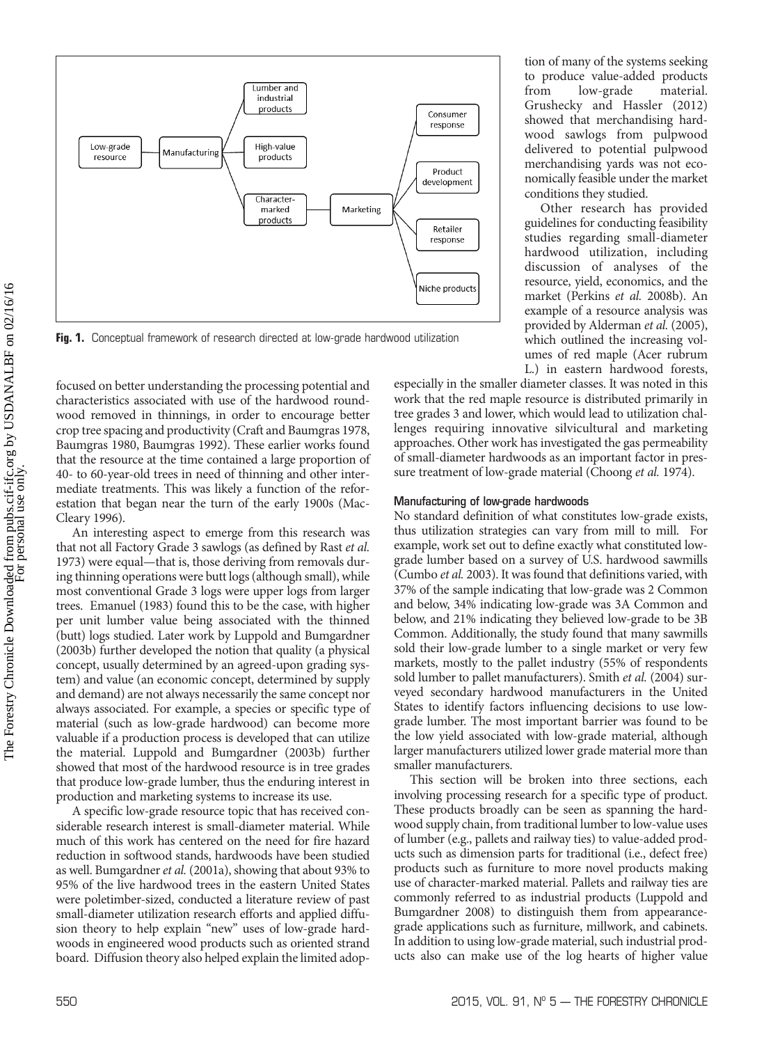Fig. 1. Conceptual framework of research directed at low-grade hardwood utilization

focused on better understanding the processing potential and characteristics associated with use of the hardwood roundwood removed in thinnings, in order to encourage better crop tree spacing and productivity (Craft and Baumgras 1978, Baumgras 1980, Baumgras 1992). These earlier works found that the resource at the time contained a large proportion of 40- to 60-year-old trees in need of thinning and other intermediate treatments. This was likely a function of the reforestation that began near the turn of the early 1900s (MacCleary 1996).

An interesting aspect to emerge from this research was that not all Factory Grade 3 sawlogs (as defined by Rast *et al.* 1973) were equal—that is, those deriving from removals during thinning operations were butt logs (although small), while most conventional Grade 3 logs were upper logs from larger trees. Emanuel (1983) found this to be the case, with higher per unit lumber value being associated with the thinned (butt) logs studied. Later work by Luppold and Bumgardner (2003b) further developed the notion that quality (a physical concept, usually determined by an agreed-upon grading system) and value (an economic concept, determined by supply and demand) are not always necessarily the same concept nor always associated. For example, a species or specific type of material (such as low-grade hardwood) can become more valuable if a production process is developed that can utilize the material. Luppold and Bumgardner (2003b) further showed that most of the hardwood resource is in tree grades that produce low-grade lumber, thus the enduring interest in production and marketing systems to increase its use.

A specific low-grade resource topic that has received considerable research interest is small-diameter material. While much of this work has centered on the need for fire hazard reduction in softwood stands, hardwoods have been studied as well. Bumgardner *et al.* (2001a), showing that about 93% to 95% of the live hardwood trees in the eastern United States were poletimber-sized, conducted a literature review of past small-diameter utilization research efforts and applied diffusion theory to help explain "new" uses of low-grade hardwoods in engineered wood products such as oriented strand board. Diffusion theory also helped explain the limited adoption of many of the systems seeking to produce value-added products from low-grade material. Grushecky and Hassler (2012) showed that merchandising hardwood sawlogs from pulpwood delivered to potential pulpwood merchandising yards was not economically feasible under the market conditions they studied.

Other research has provided guidelines for conducting feasibility studies regarding small-diameter hardwood utilization, including discussion of analyses of the resource, yield, economics, and the market (Perkins *et al.* 2008b). An example of a resource analysis was provided by Alderman *et al.* (2005), which outlined the increasing volumes of red maple (Acer rubrum L.) in eastern hardwood forests, especially in the smaller diameter classes. It was noted in this work that the red maple resource is distributed primarily in tree grades 3 and lower, which would lead to utilization challenges requiring innovative silvicultural and marketing approaches. Other work has investigated the gas permeability of small-diameter hardwoods as an important factor in pressure treatment of low-grade material (Choong *et al.* 1974).

### Manufacturing of low-grade hardwoods

No standard definition of what constitutes low-grade exists, thus utilization strategies can vary from mill to mill. For example, work set out to define exactly what constituted low-grade lumber based on a survey of U.S. hardwood sawmills (Cumbo *et al.* 2003). It was found that definitions varied, with 37% of the sample indicating that low-grade was 2 Common and below, 34% indicating low-grade was 3A Common and below, and 21% indicating they believed low-grade to be 3B Common. Additionally, the study found that many sawmills sold their low-grade lumber to a single market or very few markets, mostly to the pallet industry (55% of respondents sold lumber to pallet manufacturers). Smith *et al.* (2004) surveyed secondary hardwood manufacturers in the United States to identify factors influencing decisions to use low-grade lumber. The most important barrier was found to be the low yield associated with low-grade material, although larger manufacturers utilized lower grade material more than smaller manufacturers.

This section will be broken into three sections, each involving processing research for a specific type of product. These products broadly can be seen as spanning the hardwood supply chain, from traditional lumber to low-value uses of lumber (e.g., pallets and railway ties) to value-added products such as dimension parts for traditional (i.e., defect free) products such as furniture to more novel products making use of character-marked material. Pallets and railway ties are commonly referred to as industrial products (Luppold and Bumgardner 2008) to distinguish them from appearance-grade applications such as furniture, millwork, and cabinets. In addition to using low-grade material, such industrial products also can make use of the log hearts of higher value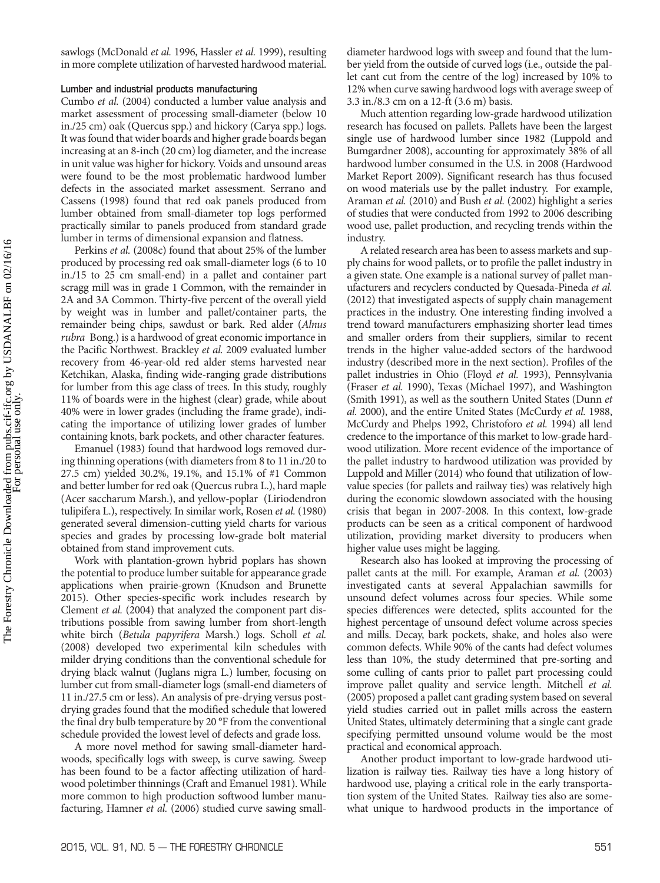sawlogs (McDonald *et al.* 1996, Hassler *et al.* 1999), resulting in more complete utilization of harvested hardwood material.

### Lumber and industrial products manufacturing

Cumbo *et al.* (2004) conducted a lumber value analysis and market assessment of processing small-diameter (below 10 in./25 cm) oak (Quercus spp.) and hickory (Carya spp.) logs. It was found that wider boards and higher grade boards began increasing at an 8-inch (20 cm) log diameter, and the increase in unit value was higher for hickory. Voids and unsound areas were found to be the most problematic hardwood lumber defects in the associated market assessment. Serrano and Cassens (1998) found that red oak panels produced from lumber obtained from small-diameter top logs performed practically similar to panels produced from standard grade lumber in terms of dimensional expansion and flatness.

Perkins *et al.* (2008c) found that about 25% of the lumber produced by processing red oak small-diameter logs (6 to 10 in./15 to 25 cm small-end) in a pallet and container part scragg mill was in grade 1 Common, with the remainder in 2A and 3A Common. Thirty-five percent of the overall yield by weight was in lumber and pallet/container parts, the remainder being chips, sawdust or bark. Red alder (*Alnus rubra* Bong.) is a hardwood of great economic importance in the Pacific Northwest. Brackley *et al.* 2009 evaluated lumber recovery from 46-year-old red alder stems harvested near Ketchikan, Alaska, finding wide-ranging grade distributions for lumber from this age class of trees. In this study, roughly 11% of boards were in the highest (clear) grade, while about 40% were in lower grades (including the frame grade), indicating the importance of utilizing lower grades of lumber containing knots, bark pockets, and other character features.

Emanuel (1983) found that hardwood logs removed during thinning operations (with diameters from 8 to 11 in./20 to 27.5 cm) yielded 30.2%, 19.1%, and 15.1% of #1 Common and better lumber for red oak (Quercus rubra L.), hard maple (Acer saccharum Marsh.), and yellow-poplar (Liriodendron tulipifera L.), respectively. In similar work, Rosen *et al.* (1980) generated several dimension-cutting yield charts for various species and grades by processing low-grade bolt material obtained from stand improvement cuts.

Work with plantation-grown hybrid poplars has shown the potential to produce lumber suitable for appearance grade applications when prairie-grown (Knudson and Brunette 2015). Other species-specific work includes research by Clement *et al.* (2004) that analyzed the component part distributions possible from sawing lumber from short-length white birch (*Betula papyrifera* Marsh.) logs. Scholl *et al.* (2008) developed two experimental kiln schedules with milder drying conditions than the conventional schedule for drying black walnut (Juglans nigra L.) lumber, focusing on lumber cut from small-diameter logs (small-end diameters of 11 in./27.5 cm or less). An analysis of pre-drying versus post-drying grades found that the modified schedule that lowered the final dry bulb temperature by 20 °F from the conventional schedule provided the lowest level of defects and grade loss.

A more novel method for sawing small-diameter hardwoods, specifically logs with sweep, is curve sawing. Sweep has been found to be a factor affecting utilization of hardwood poletimber thinnings (Craft and Emanuel 1981). While more common to high production softwood lumber manufacturing, Hamner *et al.* (2006) studied curve sawing small-diameter hardwood logs with sweep and found that the lumber yield from the outside of curved logs (i.e., outside the pallet cant cut from the centre of the log) increased by 10% to 12% when curve sawing hardwood logs with average sweep of 3.3 in./8.3 cm on a 12-ft (3.6 m) basis.

Much attention regarding low-grade hardwood utilization research has focused on pallets. Pallets have been the largest single use of hardwood lumber since 1982 (Luppold and Bumgardner 2008), accounting for approximately 38% of all hardwood lumber consumed in the U.S. in 2008 (Hardwood Market Report 2009). Significant research has thus focused on wood materials use by the pallet industry. For example, Araman *et al.* (2010) and Bush *et al.* (2002) highlight a series of studies that were conducted from 1992 to 2006 describing wood use, pallet production, and recycling trends within the industry.

A related research area has been to assess markets and supply chains for wood pallets, or to profile the pallet industry in a given state. One example is a national survey of pallet manufacturers and recyclers conducted by Quesada-Pineda *et al.* (2012) that investigated aspects of supply chain management practices in the industry. One interesting finding involved a trend toward manufacturers emphasizing shorter lead times and smaller orders from their suppliers, similar to recent trends in the higher value-added sectors of the hardwood industry (described more in the next section). Profiles of the pallet industries in Ohio (Floyd *et al.* 1993), Pennsylvania (Fraser *et al.* 1990), Texas (Michael 1997), and Washington (Smith 1991), as well as the southern United States (Dunn *et al.* 2000), and the entire United States (McCurdy *et al.* 1988, McCurdy and Phelps 1992, Christoforo *et al.* 1994) all lend credence to the importance of this market to low-grade hardwood utilization. More recent evidence of the importance of the pallet industry to hardwood utilization was provided by Luppold and Miller (2014) who found that utilization of low-value species (for pallets and railway ties) was relatively high during the economic slowdown associated with the housing crisis that began in 2007-2008. In this context, low-grade products can be seen as a critical component of hardwood utilization, providing market diversity to producers when higher value uses might be lagging.

Research also has looked at improving the processing of pallet cants at the mill. For example, Araman *et al.* (2003) investigated cants at several Appalachian sawmills for unsound defect volumes across four species. While some species differences were detected, splits accounted for the highest percentage of unsound defect volume across species and mills. Decay, bark pockets, shake, and holes also were common defects. While 90% of the cants had defect volumes less than 10%, the study determined that pre-sorting and some culling of cants prior to pallet part processing could improve pallet quality and service length. Mitchell *et al.* (2005) proposed a pallet cant grading system based on several yield studies carried out in pallet mills across the eastern United States, ultimately determining that a single cant grade specifying permitted unsound volume would be the most practical and economical approach.

Another product important to low-grade hardwood utilization is railway ties. Railway ties have a long history of hardwood use, playing a critical role in the early transportation system of the United States. Railway ties also are somewhat unique to hardwood products in the importance of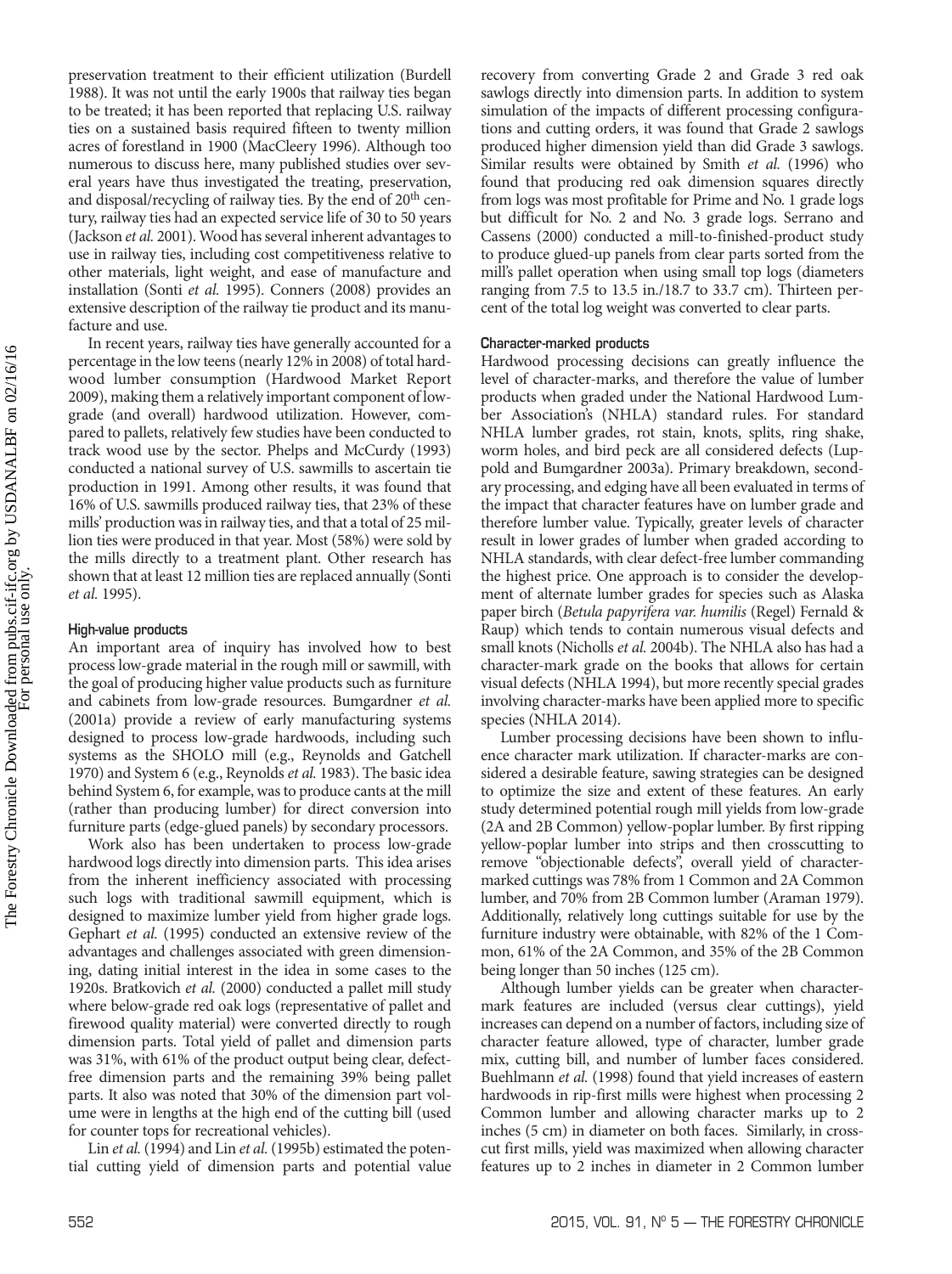preservation treatment to their efficient utilization (Burdell 1988). It was not until the early 1900s that railway ties began to be treated; it has been reported that replacing U.S. railway ties on a sustained basis required fifteen to twenty million acres of forestland in 1900 (MacCleery 1996). Although too numerous to discuss here, many published studies over several years have thus investigated the treating, preservation, and disposal/recycling of railway ties. By the end of 20th century, railway ties had an expected service life of 30 to 50 years (Jackson *et al.* 2001). Wood has several inherent advantages to use in railway ties, including cost competitiveness relative to other materials, light weight, and ease of manufacture and installation (Sonti *et al.* 1995). Conners (2008) provides an extensive description of the railway tie product and its manufacture and use.

In recent years, railway ties have generally accounted for a percentage in the low teens (nearly 12% in 2008) of total hardwood lumber consumption (Hardwood Market Report 2009), making them a relatively important component of low-grade (and overall) hardwood utilization. However, compared to pallets, relatively few studies have been conducted to track wood use by the sector. Phelps and McCurdy (1993) conducted a national survey of U.S. sawmills to ascertain tie production in 1991. Among other results, it was found that 16% of U.S. sawmills produced railway ties, that 23% of these mills' production was in railway ties, and that a total of 25 million ties were produced in that year. Most (58%) were sold by the mills directly to a treatment plant. Other research has shown that at least 12 million ties are replaced annually (Sonti *et al.* 1995).

#### High-value products

An important area of inquiry has involved how to best process low-grade material in the rough mill or sawmill, with the goal of producing higher value products such as furniture and cabinets from low-grade resources. Bumgardner *et al.* (2001a) provide a review of early manufacturing systems designed to process low-grade hardwoods, including such systems as the SHOLO mill (e.g., Reynolds and Gatchell 1970) and System 6 (e.g., Reynolds *et al.* 1983). The basic idea behind System 6, for example, was to produce cants at the mill (rather than producing lumber) for direct conversion into furniture parts (edge-glued panels) by secondary processors.

Work also has been undertaken to process low-grade hardwood logs directly into dimension parts. This idea arises from the inherent inefficiency associated with processing such logs with traditional sawmill equipment, which is designed to maximize lumber yield from higher grade logs. Gephart *et al.* (1995) conducted an extensive review of the advantages and challenges associated with green dimensioning, dating initial interest in the idea in some cases to the 1920s. Bratkovich *et al.* (2000) conducted a pallet mill study where below-grade red oak logs (representative of pallet and firewood quality material) were converted directly to rough dimension parts. Total yield of pallet and dimension parts was 31%, with 61% of the product output being clear, defect-free dimension parts and the remaining 39% being pallet parts. It also was noted that 30% of the dimension part volume were in lengths at the high end of the cutting bill (used for counter tops for recreational vehicles).

Lin *et al.* (1994) and Lin *et al.* (1995b) estimated the potential cutting yield of dimension parts and potential value recovery from converting Grade 2 and Grade 3 red oak sawlogs directly into dimension parts. In addition to system simulation of the impacts of different processing configurations and cutting orders, it was found that Grade 2 sawlogs produced higher dimension yield than did Grade 3 sawlogs. Similar results were obtained by Smith *et al.* (1996) who found that producing red oak dimension squares directly from logs was most profitable for Prime and No. 1 grade logs but difficult for No. 2 and No. 3 grade logs. Serrano and Cassens (2000) conducted a mill-to-finished-product study to produce glued-up panels from clear parts sorted from the mill's pallet operation when using small top logs (diameters ranging from 7.5 to 13.5 in./18.7 to 33.7 cm). Thirteen percent of the total log weight was converted to clear parts.

#### Character-marked products

Hardwood processing decisions can greatly influence the level of character-marks, and therefore the value of lumber products when graded under the National Hardwood Lumber Association's (NHLA) standard rules. For standard NHLA lumber grades, rot stain, knots, splits, ring shake, worm holes, and bird peck are all considered defects (Luppold and Bumgardner 2003a). Primary breakdown, secondary processing, and edging have all been evaluated in terms of the impact that character features have on lumber grade and therefore lumber value. Typically, greater levels of character result in lower grades of lumber when graded according to NHLA standards, with clear defect-free lumber commanding the highest price. One approach is to consider the development of alternate lumber grades for species such as Alaska paper birch (*Betula papyrifera var. humilis* (Regel) Fernald & Raup) which tends to contain numerous visual defects and small knots (Nicholls *et al.* 2004b). The NHLA also has had a character-mark grade on the books that allows for certain visual defects (NHLA 1994), but more recently special grades involving character-marks have been applied more to specific species (NHLA 2014).

Lumber processing decisions have been shown to influence character mark utilization. If character-marks are considered a desirable feature, sawing strategies can be designed to optimize the size and extent of these features. An early study determined potential rough mill yields from low-grade (2A and 2B Common) yellow-poplar lumber. By first ripping yellow-poplar lumber into strips and then crosscutting to remove "objectionable defects", overall yield of character-marked cuttings was 78% from 1 Common and 2A Common lumber, and 70% from 2B Common lumber (Araman 1979). Additionally, relatively long cuttings suitable for use by the furniture industry were obtainable, with 82% of the 1 Common, 61% of the 2A Common, and 35% of the 2B Common being longer than 50 inches (125 cm).

Although lumber yields can be greater when character-mark features are included (versus clear cuttings), yield increases can depend on a number of factors, including size of character feature allowed, type of character, lumber grade mix, cutting bill, and number of lumber faces considered. Buehlmann *et al.* (1998) found that yield increases of eastern hardwoods in rip-first mills were highest when processing 2 Common lumber and allowing character marks up to 2 inches (5 cm) in diameter on both faces. Similarly, in crosscut first mills, yield was maximized when allowing character features up to 2 inches in diameter in 2 Common lumber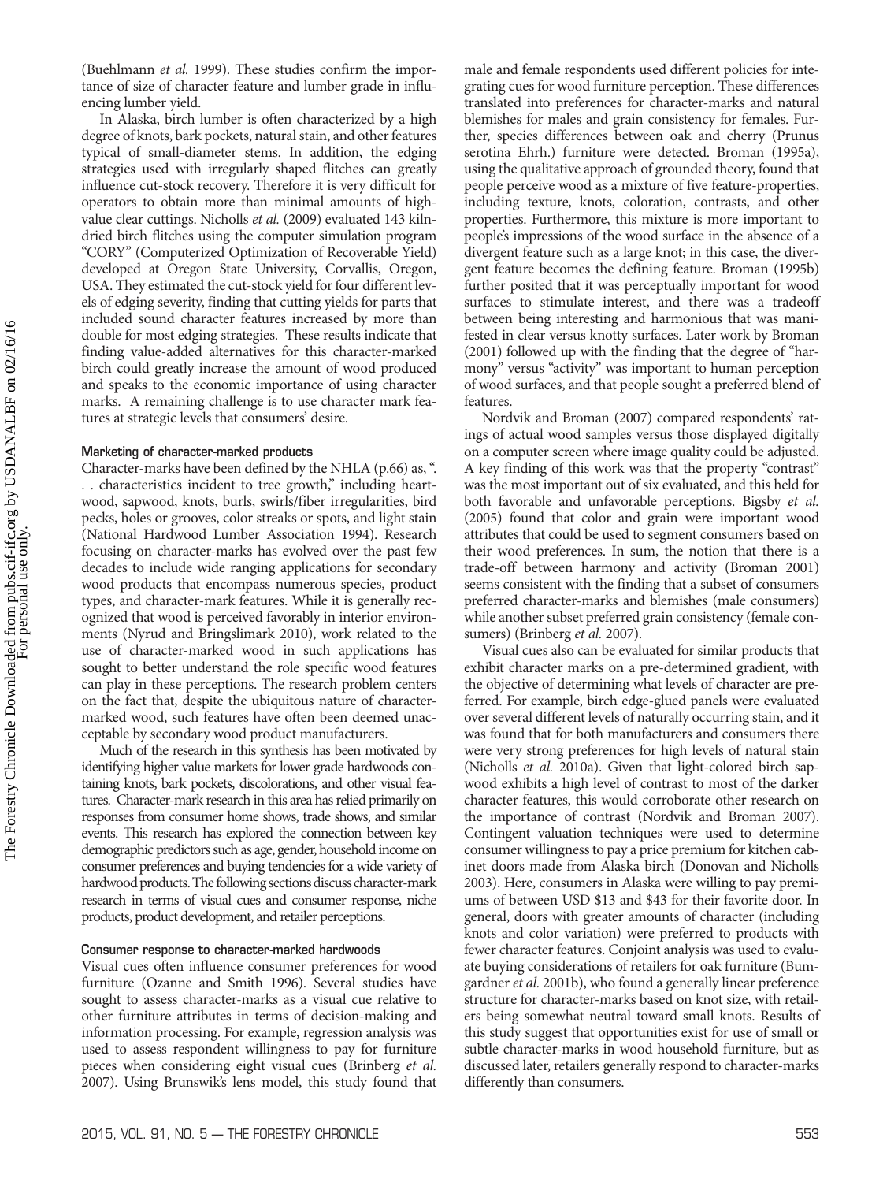(Buehlmann *et al.* 1999). These studies confirm the importance of size of character feature and lumber grade in influencing lumber yield.

In Alaska, birch lumber is often characterized by a high degree of knots, bark pockets, natural stain, and other features typical of small-diameter stems. In addition, the edging strategies used with irregularly shaped flitches can greatly influence cut-stock recovery. Therefore it is very difficult for operators to obtain more than minimal amounts of high-value clear cuttings. Nicholls *et al.* (2009) evaluated 143 kiln-dried birch flitches using the computer simulation program "CORY" (Computerized Optimization of Recoverable Yield) developed at Oregon State University, Corvallis, Oregon, USA. They estimated the cut-stock yield for four different levels of edging severity, finding that cutting yields for parts that included sound character features increased by more than double for most edging strategies. These results indicate that finding value-added alternatives for this character-marked birch could greatly increase the amount of wood produced and speaks to the economic importance of using character marks. A remaining challenge is to use character mark features at strategic levels that consumers' desire.

#### Marketing of character-marked products

Character-marks have been defined by the NHLA (p.66) as, ". . . characteristics incident to tree growth," including heartwood, sapwood, knots, burls, swirls/fiber irregularities, bird pecks, holes or grooves, color streaks or spots, and light stain (National Hardwood Lumber Association 1994). Research focusing on character-marks has evolved over the past few decades to include wide ranging applications for secondary wood products that encompass numerous species, product types, and character-mark features. While it is generally recognized that wood is perceived favorably in interior environments (Nyrud and Bringslimark 2010), work related to the use of character-marked wood in such applications has sought to better understand the role specific wood features can play in these perceptions. The research problem centers on the fact that, despite the ubiquitous nature of character-marked wood, such features have often been deemed unacceptable by secondary wood product manufacturers.

Much of the research in this synthesis has been motivated by identifying higher value markets for lower grade hardwoods containing knots, bark pockets, discolorations, and other visual features. Character-mark research in this area has relied primarily on responses from consumer home shows, trade shows, and similar events. This research has explored the connection between key demographic predictors such as age, gender, household income on consumer preferences and buying tendencies for a wide variety of hardwood products. The following sections discuss character-mark research in terms of visual cues and consumer response, niche products, product development, and retailer perceptions.

#### Consumer response to character-marked hardwoods

Visual cues often influence consumer preferences for wood furniture (Ozanne and Smith 1996). Several studies have sought to assess character-marks as a visual cue relative to other furniture attributes in terms of decision-making and information processing. For example, regression analysis was used to assess respondent willingness to pay for furniture pieces when considering eight visual cues (Brinberg *et al.* 2007). Using Brunswik's lens model, this study found that male and female respondents used different policies for integrating cues for wood furniture perception. These differences translated into preferences for character-marks and natural blemishes for males and grain consistency for females. Further, species differences between oak and cherry (*Prunus serotina* Ehrh.) furniture were detected. Broman (1995a), using the qualitative approach of grounded theory, found that people perceive wood as a mixture of five feature-properties, including texture, knots, coloration, contrasts, and other properties. Furthermore, this mixture is more important to people's impressions of the wood surface in the absence of a divergent feature such as a large knot; in this case, the divergent feature becomes the defining feature. Broman (1995b) further posited that it was perceptually important for wood surfaces to stimulate interest, and there was a tradeoff between being interesting and harmonious that was manifested in clear versus knotty surfaces. Later work by Broman (2001) followed up with the finding that the degree of "harmony" versus "activity" was important to human perception of wood surfaces, and that people sought a preferred blend of features.

Nordvik and Broman (2007) compared respondents' ratings of actual wood samples versus those displayed digitally on a computer screen where image quality could be adjusted. A key finding of this work was that the property "contrast" was the most important out of six evaluated, and this held for both favorable and unfavorable perceptions. Bigsby *et al.* (2005) found that color and grain were important wood attributes that could be used to segment consumers based on their wood preferences. In sum, the notion that there is a trade-off between harmony and activity (Broman 2001) seems consistent with the finding that a subset of consumers preferred character-marks and blemishes (male consumers) while another subset preferred grain consistency (female consumers) (Brinberg *et al.* 2007).

Visual cues also can be evaluated for similar products that exhibit character marks on a pre-determined gradient, with the objective of determining what levels of character are preferred. For example, birch edge-glued panels were evaluated over several different levels of naturally occurring stain, and it was found that for both manufacturers and consumers there were very strong preferences for high levels of natural stain (Nicholls *et al.* 2010a). Given that light-colored birch sapwood exhibits a high level of contrast to most of the darker character features, this would corroborate other research on the importance of contrast (Nordvik and Broman 2007). Contingent valuation techniques were used to determine consumer willingness to pay a price premium for kitchen cabinet doors made from Alaska birch (Donovan and Nicholls 2003). Here, consumers in Alaska were willing to pay premiums of between USD $13 and $43 for their favorite door. In general, doors with greater amounts of character (including knots and color variation) were preferred to products with fewer character features. Conjoint analysis was used to evaluate buying considerations of retailers for oak furniture (Bumgardner *et al.* 2001b), who found a generally linear preference structure for character-marks based on knot size, with retailers being somewhat neutral toward small knots. Results of this study suggest that opportunities exist for use of small or subtle character-marks in wood household furniture, but as discussed later, retailers generally respond to character-marks differently than consumers.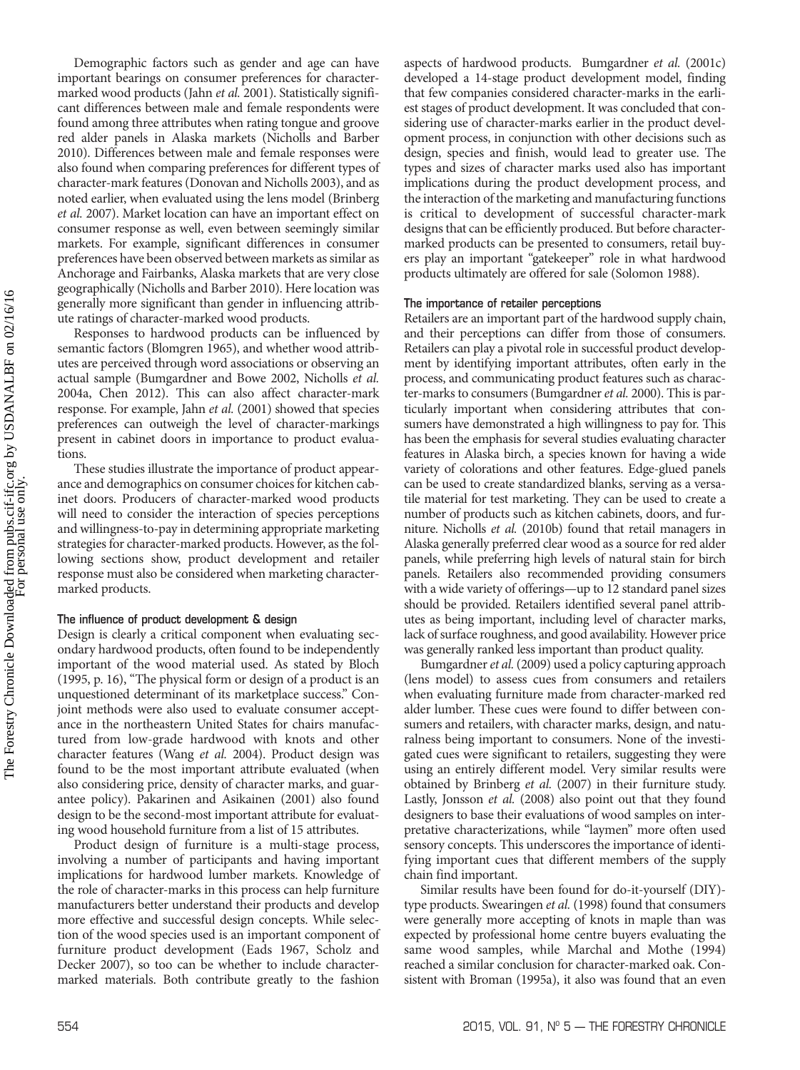Demographic factors such as gender and age can have important bearings on consumer preferences for character-marked wood products (Jahn *et al.* 2001). Statistically significant differences between male and female respondents were found among three attributes when rating tongue and groove red alder panels in Alaska markets (Nicholls and Barber 2010). Differences between male and female responses were also found when comparing preferences for different types of character-mark features (Donovan and Nicholls 2003), and as noted earlier, when evaluated using the lens model (Brinberg *et al.* 2007). Market location can have an important effect on consumer response as well, even between seemingly similar markets. For example, significant differences in consumer preferences have been observed between markets as similar as Anchorage and Fairbanks, Alaska markets that are very close geographically (Nicholls and Barber 2010). Here location was generally more significant than gender in influencing attribute ratings of character-marked wood products.

Responses to hardwood products can be influenced by semantic factors (Blomgren 1965), and whether wood attributes are perceived through word associations or observing an actual sample (Bumgardner and Bowe 2002, Nicholls *et al.* 2004a, Chen 2012). This can also affect character-mark response. For example, Jahn *et al.* (2001) showed that species preferences can outweigh the level of character-markings present in cabinet doors in importance to product evaluations.

These studies illustrate the importance of product appearance and demographics on consumer choices for kitchen cabinet doors. Producers of character-marked wood products will need to consider the interaction of species perceptions and willingness-to-pay in determining appropriate marketing strategies for character-marked products. However, as the following sections show, product development and retailer response must also be considered when marketing character-marked products.

### The influence of product development & design

Design is clearly a critical component when evaluating secondary hardwood products, often found to be independently important of the wood material used. As stated by Bloch (1995, p. 16), "The physical form or design of a product is an unquestioned determinant of its marketplace success." Conjoint methods were also used to evaluate consumer acceptance in the northeastern United States for chairs manufactured from low-grade hardwood with knots and other character features (Wang *et al.* 2004). Product design was found to be the most important attribute evaluated (when also considering price, density of character marks, and guarantee policy). Pakarinen and Asikainen (2001) also found design to be the second-most important attribute for evaluating wood household furniture from a list of 15 attributes.

Product design of furniture is a multi-stage process, involving a number of participants and having important implications for hardwood lumber markets. Knowledge of the role of character-marks in this process can help furniture manufacturers better understand their products and develop more effective and successful design concepts. While selection of the wood species used is an important component of furniture product development (Eads 1967, Scholz and Decker 2007), so too can be whether to include character-marked materials. Both contribute greatly to the fashion aspects of hardwood products. Bumgardner *et al.* (2001c) developed a 14-stage product development model, finding that few companies considered character-marks in the earliest stages of product development. It was concluded that considering use of character-marks earlier in the product development process, in conjunction with other decisions such as design, species and finish, would lead to greater use. The types and sizes of character marks used also has important implications during the product development process, and the interaction of the marketing and manufacturing functions is critical to development of successful character-mark designs that can be efficiently produced. But before character-marked products can be presented to consumers, retail buyers play an important "gatekeeper" role in what hardwood products ultimately are offered for sale (Solomon 1988).

### The importance of retailer perceptions

Retailers are an important part of the hardwood supply chain, and their perceptions can differ from those of consumers. Retailers can play a pivotal role in successful product development by identifying important attributes, often early in the process, and communicating product features such as character-marks to consumers (Bumgardner *et al.* 2000). This is particularly important when considering attributes that consumers have demonstrated a high willingness to pay for. This has been the emphasis for several studies evaluating character features in Alaska birch, a species known for having a wide variety of colorations and other features. Edge-glued panels can be used to create standardized blanks, serving as a versatile material for test marketing. They can be used to create a number of products such as kitchen cabinets, doors, and furniture. Nicholls *et al.* (2010b) found that retail managers in Alaska generally preferred clear wood as a source for red alder panels, while preferring high levels of natural stain for birch panels. Retailers also recommended providing consumers with a wide variety of offerings—up to 12 standard panel sizes should be provided. Retailers identified several panel attributes as being important, including level of character marks, lack of surface roughness, and good availability. However price was generally ranked less important than product quality.

Bumgardner *et al.* (2009) used a policy capturing approach (lens model) to assess cues from consumers and retailers when evaluating furniture made from character-marked red alder lumber. These cues were found to differ between consumers and retailers, with character marks, design, and naturalness being important to consumers. None of the investigated cues were significant to retailers, suggesting they were using an entirely different model. Very similar results were obtained by Brinberg *et al.* (2007) in their furniture study. Lastly, Jonsson *et al.* (2008) also point out that they found designers to base their evaluations of wood samples on interpretative characterizations, while "laymen" more often used sensory concepts. This underscores the importance of identifying important cues that different members of the supply chain find important.

Similar results have been found for do-it-yourself (DIY)-type products. Swearingen *et al.* (1998) found that consumers were generally more accepting of knots in maple than was expected by professional home centre buyers evaluating the same wood samples, while Marchal and Mothe (1994) reached a similar conclusion for character-marked oak. Consistent with Broman (1995a), it also was found that an even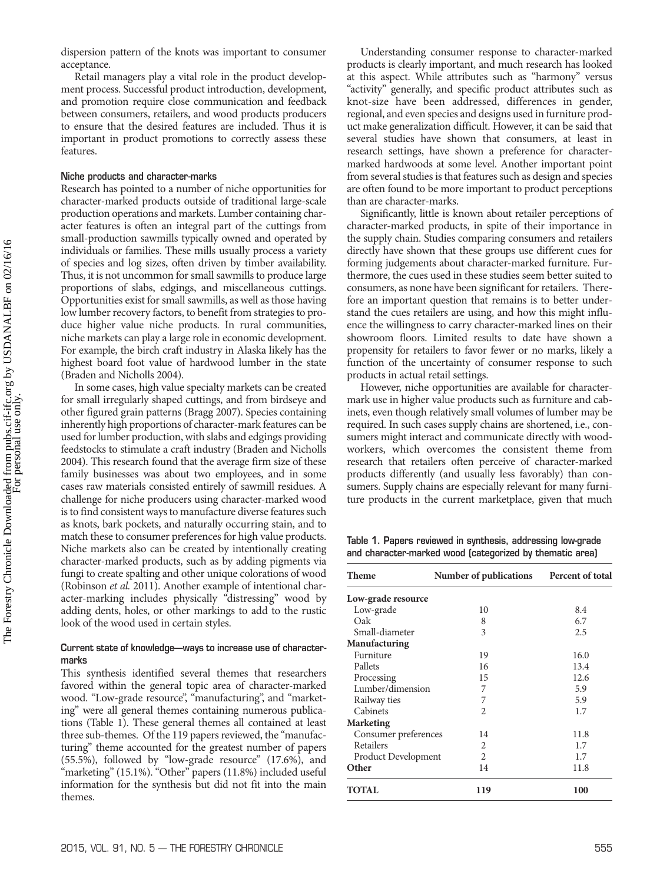dispersion pattern of the knots was important to consumer acceptance.

Retail managers play a vital role in the product development process. Successful product introduction, development, and promotion require close communication and feedback between consumers, retailers, and wood products producers to ensure that the desired features are included. Thus it is important in product promotions to correctly assess these features.

### Niche products and character-marks

Research has pointed to a number of niche opportunities for character-marked products outside of traditional large-scale production operations and markets. Lumber containing character features is often an integral part of the cuttings from small-production sawmills typically owned and operated by individuals or families. These mills usually process a variety of species and log sizes, often driven by timber availability. Thus, it is not uncommon for small sawmills to produce large proportions of slabs, edgings, and miscellaneous cuttings. Opportunities exist for small sawmills, as well as those having low lumber recovery factors, to benefit from strategies to produce higher value niche products. In rural communities, niche markets can play a large role in economic development. For example, the birch craft industry in Alaska likely has the highest board foot value of hardwood lumber in the state (Braden and Nicholls 2004).

In some cases, high value specialty markets can be created for small irregularly shaped cuttings, and from birdseye and other figured grain patterns (Bragg 2007). Species containing inherently high proportions of character-mark features can be used for lumber production, with slabs and edgings providing feedstocks to stimulate a craft industry (Braden and Nicholls 2004). This research found that the average firm size of these family businesses was about two employees, and in some cases raw materials consisted entirely of sawmill residues. A challenge for niche producers using character-marked wood is to find consistent ways to manufacture diverse features such as knots, bark pockets, and naturally occurring stain, and to match these to consumer preferences for high value products. Niche markets also can be created by intentionally creating character-marked products, such as by adding pigments via fungi to create spalting and other unique colorations of wood (Robinson *et al.* 2011). Another example of intentional character-marking includes physically "distressing" wood by adding dents, holes, or other markings to add to the rustic look of the wood used in certain styles.

### Current state of knowledge—ways to increase use of character-marks

This synthesis identified several themes that researchers favored within the general topic area of character-marked wood. "Low-grade resource", "manufacturing", and "marketing" were all general themes containing numerous publications (Table 1). These general themes all contained at least three sub-themes. Of the 119 papers reviewed, the "manufacturing" theme accounted for the greatest number of papers (55.5%), followed by "low-grade resource" (17.6%), and "marketing" (15.1%). "Other" papers (11.8%) included useful information for the synthesis but did not fit into the main themes.

Understanding consumer response to character-marked products is clearly important, and much research has looked at this aspect. While attributes such as "harmony" versus "activity" generally, and specific product attributes such as knot-size have been addressed, differences in gender, regional, and even species and designs used in furniture product make generalization difficult. However, it can be said that several studies have shown that consumers, at least in research settings, have shown a preference for character-marked hardwoods at some level. Another important point from several studies is that features such as design and species are often found to be more important to product perceptions than are character-marks.

Significantly, little is known about retailer perceptions of character-marked products, in spite of their importance in the supply chain. Studies comparing consumers and retailers directly have shown that these groups use different cues for forming judgements about character-marked furniture. Furthermore, the cues used in these studies seem better suited to consumers, as none have been significant for retailers. Therefore an important question that remains is to better understand the cues retailers are using, and how this might influence the willingness to carry character-marked lines on their showroom floors. Limited results to date have shown a propensity for retailers to favor fewer or no marks, likely a function of the uncertainty of consumer response to such products in actual retail settings.

However, niche opportunities are available for character-mark use in higher value products such as furniture and cabinets, even though relatively small volumes of lumber may be required. In such cases supply chains are shortened, i.e., consumers might interact and communicate directly with woodworkers, which overcomes the consistent theme from research that retailers often perceive of character-marked products differently (and usually less favorably) than consumers. Supply chains are especially relevant for many furniture products in the current marketplace, given that much

**Table 1. Papers reviewed in synthesis, addressing low-grade and character-marked wood (categorized by thematic area)**

| Theme | Number of publications | Percent of total |
|---|---|---|
| **Low-grade resource** | | |
| Low-grade | 10 | 8.4 |
| Oak | 8 | 6.7 |
| Small-diameter | 3 | 2.5 |
| **Manufacturing** | | |
| Furniture | 19 | 16.0 |
| Pallets | 16 | 13.4 |
| Processing | 15 | 12.6 |
| Lumber/dimension | 7 | 5.9 |
| Railway ties | 7 | 5.9 |
| Cabinets | 2 | 1.7 |
| **Marketing** | | |
| Consumer preferences | 14 | 11.8 |
| Retailers | 2 | 1.7 |
| Product Development | 2 | 1.7 |
| **Other** | 14 | 11.8 |
| **TOTAL** | **119** | **100** |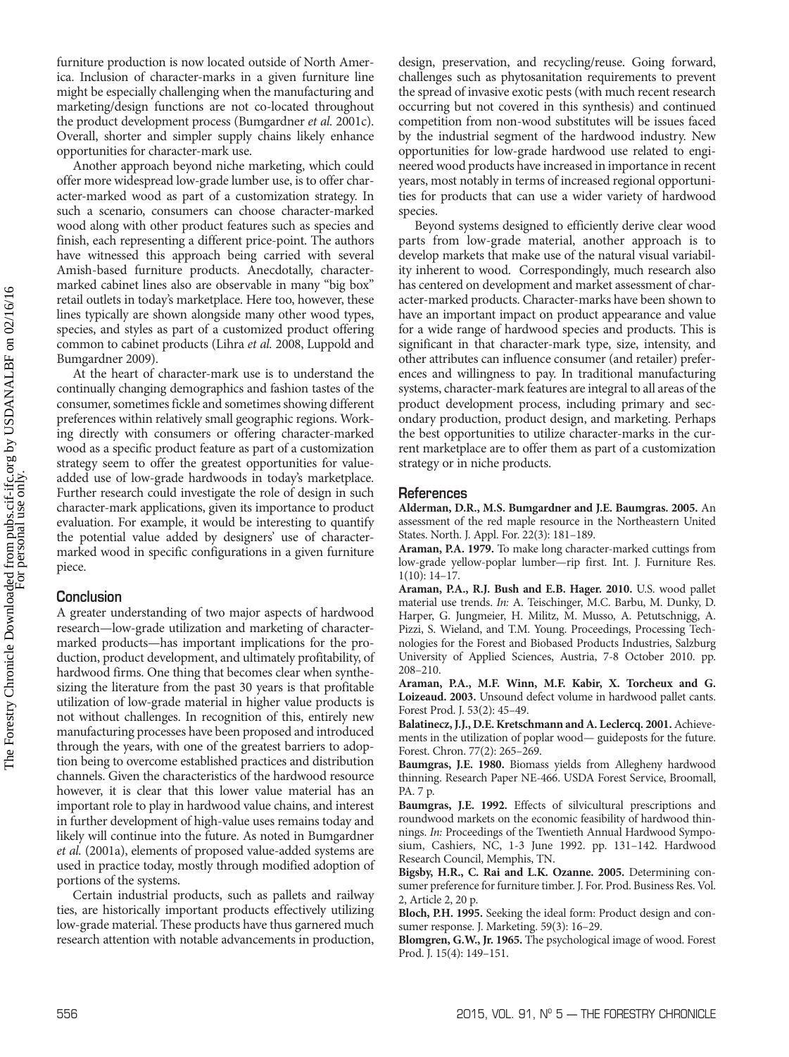furniture production is now located outside of North America. Inclusion of character-marks in a given furniture line might be especially challenging when the manufacturing and marketing/design functions are not co-located throughout the product development process (Bumgardner *et al.* 2001c). Overall, shorter and simpler supply chains likely enhance opportunities for character-mark use.

Another approach beyond niche marketing, which could offer more widespread low-grade lumber use, is to offer character-marked wood as part of a customization strategy. In such a scenario, consumers can choose character-marked wood along with other product features such as species and finish, each representing a different price-point. The authors have witnessed this approach being carried with several Amish-based furniture products. Anecdotally, character-marked cabinet lines also are observable in many "big box" retail outlets in today's marketplace. Here too, however, these lines typically are shown alongside many other wood types, species, and styles as part of a customized product offering common to cabinet products (Lihra *et al.* 2008, Luppold and Bumgardner 2009).

At the heart of character-mark use is to understand the continually changing demographics and fashion tastes of the consumer, sometimes fickle and sometimes showing different preferences within relatively small geographic regions. Working directly with consumers or offering character-marked wood as a specific product feature as part of a customization strategy seem to offer the greatest opportunities for value-added use of low-grade hardwoods in today's marketplace. Further research could investigate the role of design in such character-mark applications, given its importance to product evaluation. For example, it would be interesting to quantify the potential value added by designers' use of character-marked wood in specific configurations in a given furniture piece.

## Conclusion

A greater understanding of two major aspects of hardwood research—low-grade utilization and marketing of character-marked products—has important implications for the production, product development, and ultimately profitability, of hardwood firms. One thing that becomes clear when synthesizing the literature from the past 30 years is that profitable utilization of low-grade material in higher value products is not without challenges. In recognition of this, entirely new manufacturing processes have been proposed and introduced through the years, with one of the greatest barriers to adoption being to overcome established practices and distribution channels. Given the characteristics of the hardwood resource however, it is clear that this lower value material has an important role to play in hardwood value chains, and interest in further development of high-value uses remains today and likely will continue into the future. As noted in Bumgardner *et al.* (2001a), elements of proposed value-added systems are used in practice today, mostly through modified adoption of portions of the systems.

Certain industrial products, such as pallets and railway ties, are historically important products effectively utilizing low-grade material. These products have thus garnered much research attention with notable advancements in production, design, preservation, and recycling/reuse. Going forward, challenges such as phytosanitation requirements to prevent the spread of invasive exotic pests (with much recent research occurring but not covered in this synthesis) and continued competition from non-wood substitutes will be issues faced by the industrial segment of the hardwood industry. New opportunities for low-grade hardwood use related to engineered wood products have increased in importance in recent years, most notably in terms of increased regional opportunities for products that can use a wider variety of hardwood species.

Beyond systems designed to efficiently derive clear wood parts from low-grade material, another approach is to develop markets that make use of the natural visual variability inherent to wood. Correspondingly, much research also has centered on development and market assessment of character-marked products. Character-marks have been shown to have an important impact on product appearance and value for a wide range of hardwood species and products. This is significant in that character-mark type, size, intensity, and other attributes can influence consumer (and retailer) preferences and willingness to pay. In traditional manufacturing systems, character-mark features are integral to all areas of the product development process, including primary and secondary production, product design, and marketing. Perhaps the best opportunities to utilize character-marks in the current marketplace are to offer them as part of a customization strategy or in niche products.

## References

**Alderman, D.R., M.S. Bumgardner and J.E. Baumgras. 2005.** An assessment of the red maple resource in the Northeastern United States. North. J. Appl. For. 22(3): 181–189.

**Araman, P.A. 1979.** To make long character-marked cuttings from low-grade yellow-poplar lumber—rip first. Int. J. Furniture Res. 1(10): 14–17.

**Araman, P.A., R.J. Bush and E.B. Hager. 2010.** U.S. wood pallet material use trends. *In:* A. Teischinger, M.C. Barbu, M. Dunky, D. Harper, G. Jungmeier, H. Militz, M. Musso, A. Petutschnigg, A. Pizzi, S. Wieland, and T.M. Young. Proceedings, Processing Technologies for the Forest and Biobased Products Industries, Salzburg University of Applied Sciences, Austria, 7-8 October 2010. pp. 208–210.

**Araman, P.A., M.F. Winn, M.F. Kabir, X. Torcheux and G. Loizeaud. 2003.** Unsound defect volume in hardwood pallet cants. Forest Prod. J. 53(2): 45–49.

**Balatinecz, J.J., D.E. Kretschmann and A. Leclercq. 2001.** Achievements in the utilization of poplar wood— guideposts for the future. Forest. Chron. 77(2): 265–269.

**Baumgras, J.E. 1980.** Biomass yields from Allegheny hardwood thinning. Research Paper NE-466. USDA Forest Service, Broomall, PA. 7 p.

**Baumgras, J.E. 1992.** Effects of silvicultural prescriptions and roundwood markets on the economic feasibility of hardwood thinnings. *In:* Proceedings of the Twentieth Annual Hardwood Symposium, Cashiers, NC, 1-3 June 1992. pp. 131–142. Hardwood Research Council, Memphis, TN.

**Bigsby, H.R., C. Rai and L.K. Ozanne. 2005.** Determining consumer preference for furniture timber. J. For. Prod. Business Res. Vol. 2, Article 2, 20 p.

**Bloch, P.H. 1995.** Seeking the ideal form: Product design and consumer response. J. Marketing. 59(3): 16–29.

**Blomgren, G.W., Jr. 1965.** The psychological image of wood. Forest Prod. J. 15(4): 149–151.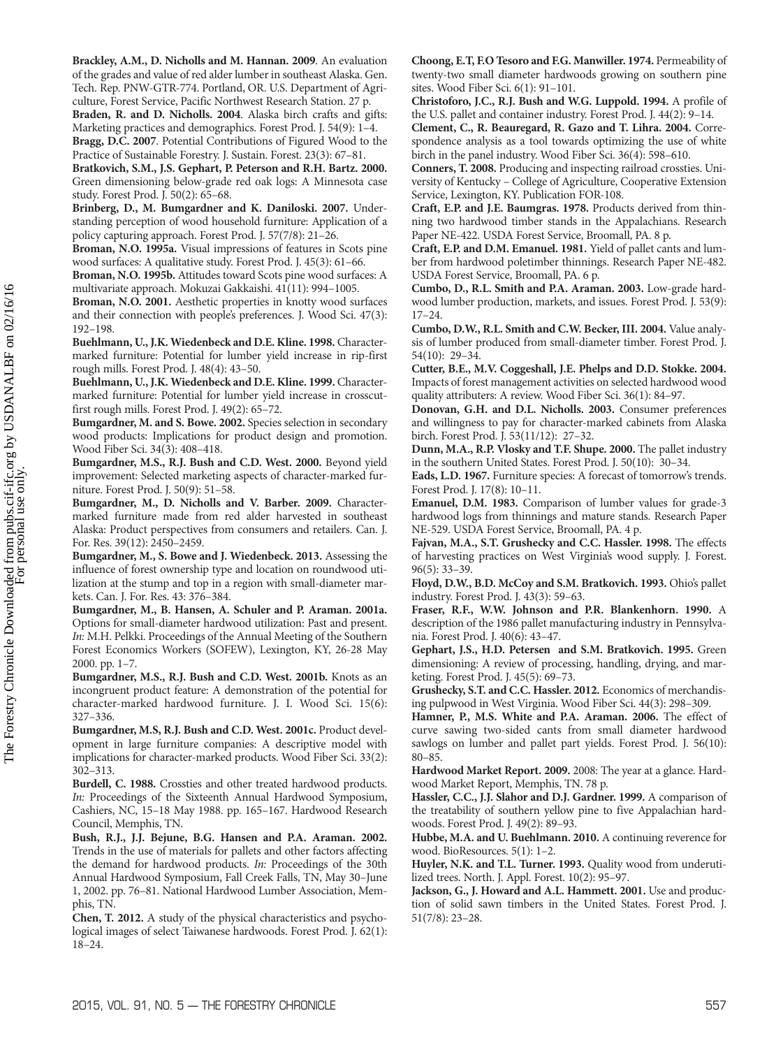**Brackley, A.M., D. Nicholls and M. Hannan. 2009**. An evaluation of the grades and value of red alder lumber in southeast Alaska. Gen. Tech. Rep. PNW-GTR-774. Portland, OR. U.S. Department of Agriculture, Forest Service, Pacific Northwest Research Station. 27 p.

**Braden, R. and D. Nicholls. 2004**. Alaska birch crafts and gifts: Marketing practices and demographics. Forest Prod. J. 54(9): 1–4.

**Bragg, D.C. 2007**. Potential Contributions of Figured Wood to the Practice of Sustainable Forestry. J. Sustain. Forest. 23(3): 67–81.

**Bratkovich, S.M., J.S. Gephart, P. Peterson and R.H. Bartz. 2000.** Green dimensioning below-grade red oak logs: A Minnesota case study. Forest Prod. J. 50(2): 65–68.

**Brinberg, D., M. Bumgardner and K. Daniloski. 2007.** Understanding perception of wood household furniture: Application of a policy capturing approach. Forest Prod. J. 57(7/8): 21–26.

**Broman, N.O. 1995a.** Visual impressions of features in Scots pine wood surfaces: A qualitative study. Forest Prod. J. 45(3): 61–66.

**Broman, N.O. 1995b.** Attitudes toward Scots pine wood surfaces: A multivariate approach. Mokuzai Gakkaishi. 41(11): 994–1005.

**Broman, N.O. 2001.** Aesthetic properties in knotty wood surfaces and their connection with people's preferences. J. Wood Sci. 47(3): 192–198.

**Buehlmann, U., J.K. Wiedenbeck and D.E. Kline. 1998.** Character-marked furniture: Potential for lumber yield increase in rip-first rough mills. Forest Prod. J. 48(4): 43–50.

**Buehlmann, U., J.K. Wiedenbeck and D.E. Kline. 1999.** Character-marked furniture: Potential for lumber yield increase in crosscut-first rough mills. Forest Prod. J. 49(2): 65–72.

**Bumgardner, M. and S. Bowe. 2002.** Species selection in secondary wood products: Implications for product design and promotion. Wood Fiber Sci. 34(3): 408–418.

**Bumgardner, M.S., R.J. Bush and C.D. West. 2000.** Beyond yield improvement: Selected marketing aspects of character-marked furniture. Forest Prod. J. 50(9): 51–58.

**Bumgardner, M., D. Nicholls and V. Barber. 2009.** Character-marked furniture made from red alder harvested in southeast Alaska: Product perspectives from consumers and retailers. Can. J. For. Res. 39(12): 2450–2459.

**Bumgardner, M., S. Bowe and J. Wiedenbeck. 2013.** Assessing the influence of forest ownership type and location on roundwood utilization at the stump and top in a region with small-diameter markets. Can. J. For. Res. 43: 376–384.

**Bumgardner, M., B. Hansen, A. Schuler and P. Araman. 2001a.** Options for small-diameter hardwood utilization: Past and present. *In:* M.H. Pelkki. Proceedings of the Annual Meeting of the Southern Forest Economics Workers (SOFEW), Lexington, KY, 26-28 May 2000. pp. 1–7.

**Bumgardner, M.S., R.J. Bush and C.D. West. 2001b.** Knots as an incongruent product feature: A demonstration of the potential for character-marked hardwood furniture. J. I. Wood Sci. 15(6): 327–336.

**Bumgardner, M.S, R.J. Bush and C.D. West. 2001c.** Product development in large furniture companies: A descriptive model with implications for character-marked products. Wood Fiber Sci. 33(2): 302–313.

**Burdell, C. 1988.** Crossties and other treated hardwood products. *In:* Proceedings of the Sixteenth Annual Hardwood Symposium, Cashiers, NC, 15–18 May 1988. pp. 165–167. Hardwood Research Council, Memphis, TN.

**Bush, R.J., J.J. Bejune, B.G. Hansen and P.A. Araman. 2002.** Trends in the use of materials for pallets and other factors affecting the demand for hardwood products. *In:* Proceedings of the 30th Annual Hardwood Symposium, Fall Creek Falls, TN, May 30–June 1, 2002. pp. 76–81. National Hardwood Lumber Association, Memphis, TN.

**Chen, T. 2012.** A study of the physical characteristics and psychological images of select Taiwanese hardwoods. Forest Prod. J. 62(1): 18–24.

**Choong, E.T, F.O Tesoro and F.G. Manwiller. 1974.** Permeability of twenty-two small diameter hardwoods growing on southern pine sites. Wood Fiber Sci. 6(1): 91–101.

**Christoforo, J.C., R.J. Bush and W.G. Luppold. 1994.** A profile of the U.S. pallet and container industry. Forest Prod. J. 44(2): 9–14.

**Clement, C., R. Beauregard, R. Gazo and T. Lihra. 2004.** Correspondence analysis as a tool towards optimizing the use of white birch in the panel industry. Wood Fiber Sci. 36(4): 598–610.

**Conners, T. 2008.** Producing and inspecting railroad crossties. University of Kentucky – College of Agriculture, Cooperative Extension Service, Lexington, KY. Publication FOR-108.

**Craft, E.P. and J.E. Baumgras. 1978.** Products derived from thinning two hardwood timber stands in the Appalachians. Research Paper NE-422. USDA Forest Service, Broomall, PA. 8 p.

**Craft, E.P. and D.M. Emanuel. 1981.** Yield of pallet cants and lumber from hardwood poletimber thinnings. Research Paper NE-482. USDA Forest Service, Broomall, PA. 6 p.

**Cumbo, D., R.L. Smith and P.A. Araman. 2003.** Low-grade hardwood lumber production, markets, and issues. Forest Prod. J. 53(9): 17–24.

**Cumbo, D.W., R.L. Smith and C.W. Becker, III. 2004.** Value analysis of lumber produced from small-diameter timber. Forest Prod. J. 54(10): 29–34.

**Cutter, B.E., M.V. Coggeshall, J.E. Phelps and D.D. Stokke. 2004.** Impacts of forest management activities on selected hardwood wood quality attributers: A review. Wood Fiber Sci. 36(1): 84–97.

**Donovan, G.H. and D.L. Nicholls. 2003.** Consumer preferences and willingness to pay for character-marked cabinets from Alaska birch. Forest Prod. J. 53(11/12): 27–32.

**Dunn, M.A., R.P. Vlosky and T.F. Shupe. 2000.** The pallet industry in the southern United States. Forest Prod. J. 50(10): 30–34.

**Eads, L.D. 1967.** Furniture species: A forecast of tomorrow's trends. Forest Prod. J. 17(8): 10–11.

**Emanuel, D.M. 1983.** Comparison of lumber values for grade-3 hardwood logs from thinnings and mature stands. Research Paper NE-529. USDA Forest Service, Broomall, PA. 4 p.

**Fajvan, M.A., S.T. Grushecky and C.C. Hassler. 1998.** The effects of harvesting practices on West Virginia's wood supply. J. Forest. 96(5): 33–39.

**Floyd, D.W., B.D. McCoy and S.M. Bratkovich. 1993.** Ohio's pallet industry. Forest Prod. J. 43(3): 59–63.

**Fraser, R.F., W.W. Johnson and P.R. Blankenhorn. 1990.** A description of the 1986 pallet manufacturing industry in Pennsylvania. Forest Prod. J. 40(6): 43–47.

**Gephart, J.S., H.D. Petersen and S.M. Bratkovich. 1995.** Green dimensioning: A review of processing, handling, drying, and marketing. Forest Prod. J. 45(5): 69–73.

**Grushecky, S.T. and C.C. Hassler. 2012.** Economics of merchandising pulpwood in West Virginia. Wood Fiber Sci. 44(3): 298–309.

**Hamner, P., M.S. White and P.A. Araman. 2006.** The effect of curve sawing two-sided cants from small diameter hardwood sawlogs on lumber and pallet part yields. Forest Prod. J. 56(10): 80–85.

**Hardwood Market Report. 2009.** 2008: The year at a glance. Hardwood Market Report, Memphis, TN. 78 p.

**Hassler, C.C., J.J. Slahor and D.J. Gardner. 1999.** A comparison of the treatability of southern yellow pine to five Appalachian hardwoods. Forest Prod. J. 49(2): 89–93.

**Hubbe, M.A. and U. Buehlmann. 2010.** A continuing reverence for wood. BioResources. 5(1): 1–2.

**Huyler, N.K. and T.L. Turner. 1993.** Quality wood from underutilized trees. North. J. Appl. Forest. 10(2): 95–97.

**Jackson, G., J. Howard and A.L. Hammett. 2001.** Use and production of solid sawn timbers in the United States. Forest Prod. J. 51(7/8): 23–28.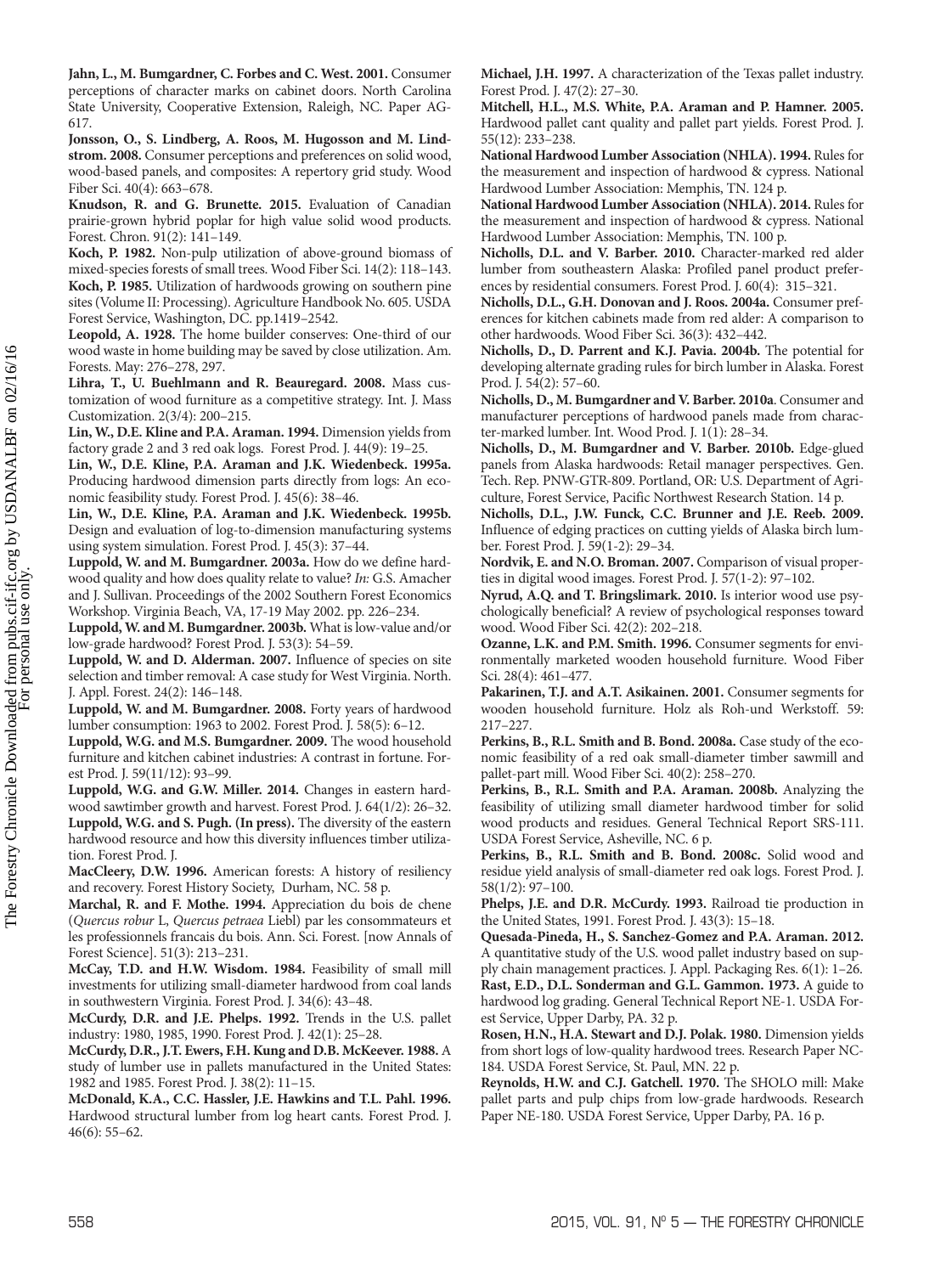**Jahn, L., M. Bumgardner, C. Forbes and C. West. 2001.** Consumer perceptions of character marks on cabinet doors. North Carolina State University, Cooperative Extension, Raleigh, NC. Paper AG-617.

**Jonsson, O., S. Lindberg, A. Roos, M. Hugosson and M. Lindstrom. 2008.** Consumer perceptions and preferences on solid wood, wood-based panels, and composites: A repertory grid study. Wood Fiber Sci. 40(4): 663–678.

**Knudson, R. and G. Brunette. 2015.** Evaluation of Canadian prairie-grown hybrid poplar for high value solid wood products. Forest. Chron. 91(2): 141–149.

**Koch, P. 1982.** Non-pulp utilization of above-ground biomass of mixed-species forests of small trees. Wood Fiber Sci. 14(2): 118–143.

**Koch, P. 1985.** Utilization of hardwoods growing on southern pine sites (Volume II: Processing). Agriculture Handbook No. 605. USDA Forest Service, Washington, DC. pp.1419–2542.

**Leopold, A. 1928.** The home builder conserves: One-third of our wood waste in home building may be saved by close utilization. Am. Forests. May: 276–278, 297.

**Lihra, T., U. Buehlmann and R. Beauregard. 2008.** Mass customization of wood furniture as a competitive strategy. Int. J. Mass Customization. 2(3/4): 200–215.

**Lin, W., D.E. Kline and P.A. Araman. 1994.** Dimension yields from factory grade 2 and 3 red oak logs. Forest Prod. J. 44(9): 19–25.

**Lin, W., D.E. Kline, P.A. Araman and J.K. Wiedenbeck. 1995a.** Producing hardwood dimension parts directly from logs: An economic feasibility study. Forest Prod. J. 45(6): 38–46.

**Lin, W., D.E. Kline, P.A. Araman and J.K. Wiedenbeck. 1995b.** Design and evaluation of log-to-dimension manufacturing systems using system simulation. Forest Prod. J. 45(3): 37–44.

**Luppold, W. and M. Bumgardner. 2003a.** How do we define hardwood quality and how does quality relate to value? *In:* G.S. Amacher and J. Sullivan. Proceedings of the 2002 Southern Forest Economics Workshop. Virginia Beach, VA, 17-19 May 2002. pp. 226–234.

**Luppold, W. and M. Bumgardner. 2003b.** What is low-value and/or low-grade hardwood? Forest Prod. J. 53(3): 54–59.

**Luppold, W. and D. Alderman. 2007.** Influence of species on site selection and timber removal: A case study for West Virginia. North. J. Appl. Forest. 24(2): 146–148.

**Luppold, W. and M. Bumgardner. 2008.** Forty years of hardwood lumber consumption: 1963 to 2002. Forest Prod. J. 58(5): 6–12.

**Luppold, W.G. and M.S. Bumgardner. 2009.** The wood household furniture and kitchen cabinet industries: A contrast in fortune. Forest Prod. J. 59(11/12): 93–99.

**Luppold, W.G. and G.W. Miller. 2014.** Changes in eastern hardwood sawtimber growth and harvest. Forest Prod. J. 64(1/2): 26–32.

**Luppold, W.G. and S. Pugh. (In press).** The diversity of the eastern hardwood resource and how this diversity influences timber utilization. Forest Prod. J.

**MacCleery, D.W. 1996.** American forests: A history of resiliency and recovery. Forest History Society, Durham, NC. 58 p.

**Marchal, R. and F. Mothe. 1994.** Appreciation du bois de chene (*Quercus robur* L, *Quercus petraea* Liebl) par les consommateurs et les professionnels francais du bois. Ann. Sci. Forest. [now Annals of Forest Science]. 51(3): 213–231.

**McCay, T.D. and H.W. Wisdom. 1984.** Feasibility of small mill investments for utilizing small-diameter hardwood from coal lands in southwestern Virginia. Forest Prod. J. 34(6): 43–48.

**McCurdy, D.R. and J.E. Phelps. 1992.** Trends in the U.S. pallet industry: 1980, 1985, 1990. Forest Prod. J. 42(1): 25–28.

**McCurdy, D.R., J.T. Ewers, F.H. Kung and D.B. McKeever. 1988.** A study of lumber use in pallets manufactured in the United States: 1982 and 1985. Forest Prod. J. 38(2): 11–15.

**McDonald, K.A., C.C. Hassler, J.E. Hawkins and T.L. Pahl. 1996.** Hardwood structural lumber from log heart cants. Forest Prod. J. 46(6): 55–62.

**Michael, J.H. 1997.** A characterization of the Texas pallet industry. Forest Prod. J. 47(2): 27–30.

**Mitchell, H.L., M.S. White, P.A. Araman and P. Hamner. 2005.** Hardwood pallet cant quality and pallet part yields. Forest Prod. J. 55(12): 233–238.

**National Hardwood Lumber Association (NHLA). 1994.** Rules for the measurement and inspection of hardwood & cypress. National Hardwood Lumber Association: Memphis, TN. 124 p.

**National Hardwood Lumber Association (NHLA). 2014.** Rules for the measurement and inspection of hardwood & cypress. National Hardwood Lumber Association: Memphis, TN. 100 p.

**Nicholls, D.L. and V. Barber. 2010.** Character-marked red alder lumber from southeastern Alaska: Profiled panel product preferences by residential consumers. Forest Prod. J. 60(4): 315–321.

**Nicholls, D.L., G.H. Donovan and J. Roos. 2004a.** Consumer preferences for kitchen cabinets made from red alder: A comparison to other hardwoods. Wood Fiber Sci. 36(3): 432–442.

**Nicholls, D., D. Parrent and K.J. Pavia. 2004b.** The potential for developing alternate grading rules for birch lumber in Alaska. Forest Prod. J. 54(2): 57–60.

**Nicholls, D., M. Bumgardner and V. Barber. 2010a**. Consumer and manufacturer perceptions of hardwood panels made from character-marked lumber. Int. Wood Prod. J. 1(1): 28–34.

**Nicholls, D., M. Bumgardner and V. Barber. 2010b.** Edge-glued panels from Alaska hardwoods: Retail manager perspectives. Gen. Tech. Rep. PNW-GTR-809. Portland, OR: U.S. Department of Agriculture, Forest Service, Pacific Northwest Research Station. 14 p.

**Nicholls, D.L., J.W. Funck, C.C. Brunner and J.E. Reeb. 2009.** Influence of edging practices on cutting yields of Alaska birch lumber. Forest Prod. J. 59(1-2): 29–34.

**Nordvik, E. and N.O. Broman. 2007.** Comparison of visual properties in digital wood images. Forest Prod. J. 57(1-2): 97–102.

**Nyrud, A.Q. and T. Bringslimark. 2010.** Is interior wood use psychologically beneficial? A review of psychological responses toward wood. Wood Fiber Sci. 42(2): 202–218.

**Ozanne, L.K. and P.M. Smith. 1996.** Consumer segments for environmentally marketed wooden household furniture. Wood Fiber Sci. 28(4): 461–477.

**Pakarinen, T.J. and A.T. Asikainen. 2001.** Consumer segments for wooden household furniture. Holz als Roh-und Werkstoff. 59: 217–227.

**Perkins, B., R.L. Smith and B. Bond. 2008a.** Case study of the economic feasibility of a red oak small-diameter timber sawmill and pallet-part mill. Wood Fiber Sci. 40(2): 258–270.

**Perkins, B., R.L. Smith and P.A. Araman. 2008b.** Analyzing the feasibility of utilizing small diameter hardwood timber for solid wood products and residues. General Technical Report SRS-111. USDA Forest Service, Asheville, NC. 6 p.

**Perkins, B., R.L. Smith and B. Bond. 2008c.** Solid wood and residue yield analysis of small-diameter red oak logs. Forest Prod. J. 58(1/2): 97–100.

**Phelps, J.E. and D.R. McCurdy. 1993.** Railroad tie production in the United States, 1991. Forest Prod. J. 43(3): 15–18.

**Quesada-Pineda, H., S. Sanchez-Gomez and P.A. Araman. 2012.** A quantitative study of the U.S. wood pallet industry based on supply chain management practices. J. Appl. Packaging Res. 6(1): 1–26.

**Rast, E.D., D.L. Sonderman and G.L. Gammon. 1973.** A guide to hardwood log grading. General Technical Report NE-1. USDA Forest Service, Upper Darby, PA. 32 p.

**Rosen, H.N., H.A. Stewart and D.J. Polak. 1980.** Dimension yields from short logs of low-quality hardwood trees. Research Paper NC-184. USDA Forest Service, St. Paul, MN. 22 p.

**Reynolds, H.W. and C.J. Gatchell. 1970.** The SHOLO mill: Make pallet parts and pulp chips from low-grade hardwoods. Research Paper NE-180. USDA Forest Service, Upper Darby, PA. 16 p.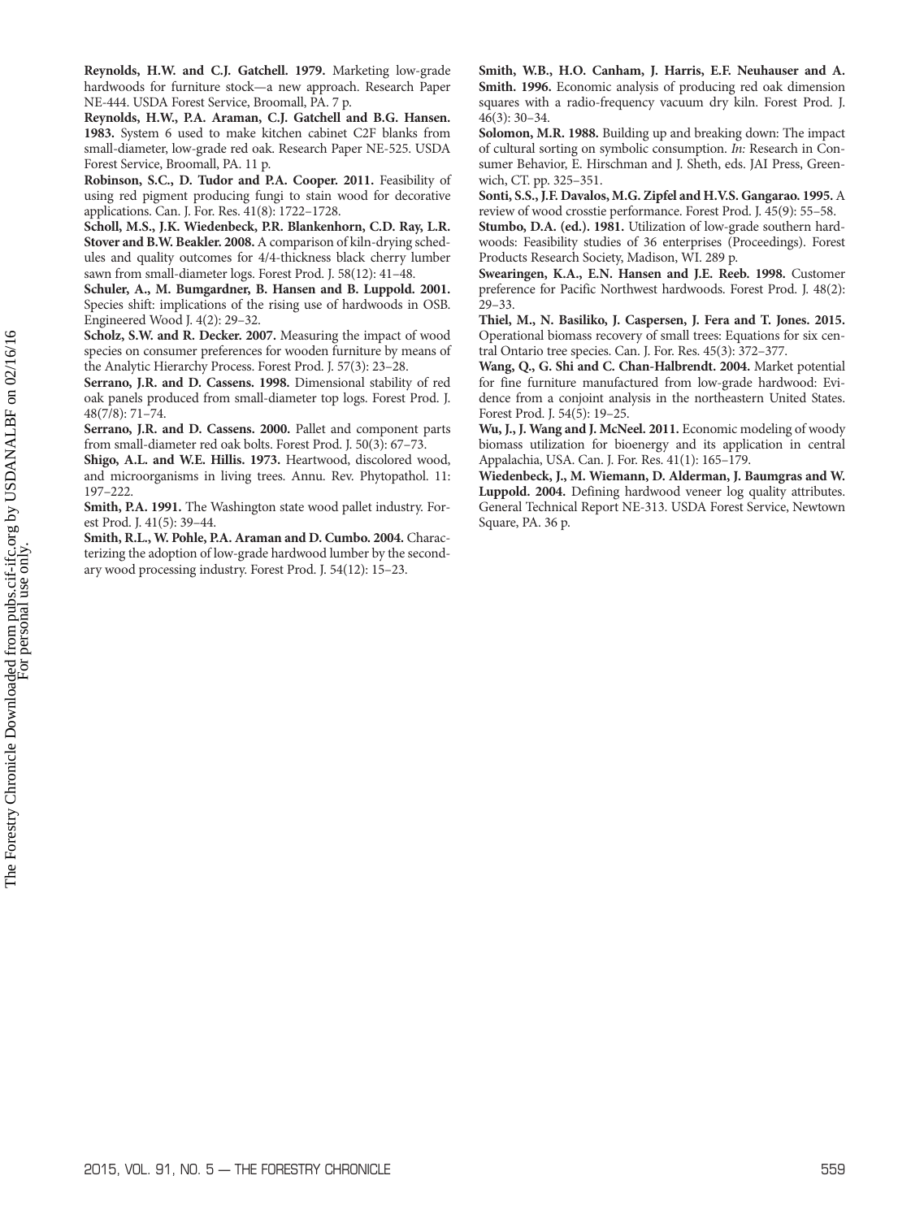**Reynolds, H.W. and C.J. Gatchell. 1979.** Marketing low-grade hardwoods for furniture stock—a new approach. Research Paper NE-444. USDA Forest Service, Broomall, PA. 7 p.

**Reynolds, H.W., P.A. Araman, C.J. Gatchell and B.G. Hansen. 1983.** System 6 used to make kitchen cabinet C2F blanks from small-diameter, low-grade red oak. Research Paper NE-525. USDA Forest Service, Broomall, PA. 11 p.

**Robinson, S.C., D. Tudor and P.A. Cooper. 2011.** Feasibility of using red pigment producing fungi to stain wood for decorative applications. Can. J. For. Res. 41(8): 1722–1728.

**Scholl, M.S., J.K. Wiedenbeck, P.R. Blankenhorn, C.D. Ray, L.R. Stover and B.W. Beakler. 2008.** A comparison of kiln-drying schedules and quality outcomes for 4/4-thickness black cherry lumber sawn from small-diameter logs. Forest Prod. J. 58(12): 41–48.

**Schuler, A., M. Bumgardner, B. Hansen and B. Luppold. 2001.** Species shift: implications of the rising use of hardwoods in OSB. Engineered Wood J. 4(2): 29–32.

**Scholz, S.W. and R. Decker. 2007.** Measuring the impact of wood species on consumer preferences for wooden furniture by means of the Analytic Hierarchy Process. Forest Prod. J. 57(3): 23–28.

**Serrano, J.R. and D. Cassens. 1998.** Dimensional stability of red oak panels produced from small-diameter top logs. Forest Prod. J. 48(7/8): 71–74.

**Serrano, J.R. and D. Cassens. 2000.** Pallet and component parts from small-diameter red oak bolts. Forest Prod. J. 50(3): 67–73.

**Shigo, A.L. and W.E. Hillis. 1973.** Heartwood, discolored wood, and microorganisms in living trees. Annu. Rev. Phytopathol. 11: 197–222.

**Smith, P.A. 1991.** The Washington state wood pallet industry. Forest Prod. J. 41(5): 39–44.

**Smith, R.L., W. Pohle, P.A. Araman and D. Cumbo. 2004.** Characterizing the adoption of low-grade hardwood lumber by the secondary wood processing industry. Forest Prod. J. 54(12): 15–23.

**Smith, W.B., H.O. Canham, J. Harris, E.F. Neuhauser and A. Smith. 1996.** Economic analysis of producing red oak dimension squares with a radio-frequency vacuum dry kiln. Forest Prod. J. 46(3): 30–34.

**Solomon, M.R. 1988.** Building up and breaking down: The impact of cultural sorting on symbolic consumption. *In:* Research in Consumer Behavior, E. Hirschman and J. Sheth, eds. JAI Press, Greenwich, CT. pp. 325–351.

**Sonti, S.S., J.F. Davalos, M.G. Zipfel and H.V.S. Gangarao. 1995.** A review of wood crosstie performance. Forest Prod. J. 45(9): 55–58.

**Stumbo, D.A. (ed.). 1981.** Utilization of low-grade southern hardwoods: Feasibility studies of 36 enterprises (Proceedings). Forest Products Research Society, Madison, WI. 289 p.

**Swearingen, K.A., E.N. Hansen and J.E. Reeb. 1998.** Customer preference for Pacific Northwest hardwoods. Forest Prod. J. 48(2): 29–33.

**Thiel, M., N. Basiliko, J. Caspersen, J. Fera and T. Jones. 2015.** Operational biomass recovery of small trees: Equations for six central Ontario tree species. Can. J. For. Res. 45(3): 372–377.

**Wang, Q., G. Shi and C. Chan-Halbrendt. 2004.** Market potential for fine furniture manufactured from low-grade hardwood: Evidence from a conjoint analysis in the northeastern United States. Forest Prod. J. 54(5): 19–25.

**Wu, J., J. Wang and J. McNeel. 2011.** Economic modeling of woody biomass utilization for bioenergy and its application in central Appalachia, USA. Can. J. For. Res. 41(1): 165–179.

**Wiedenbeck, J., M. Wiemann, D. Alderman, J. Baumgras and W. Luppold. 2004.** Defining hardwood veneer log quality attributes. General Technical Report NE-313. USDA Forest Service, Newtown Square, PA. 36 p.